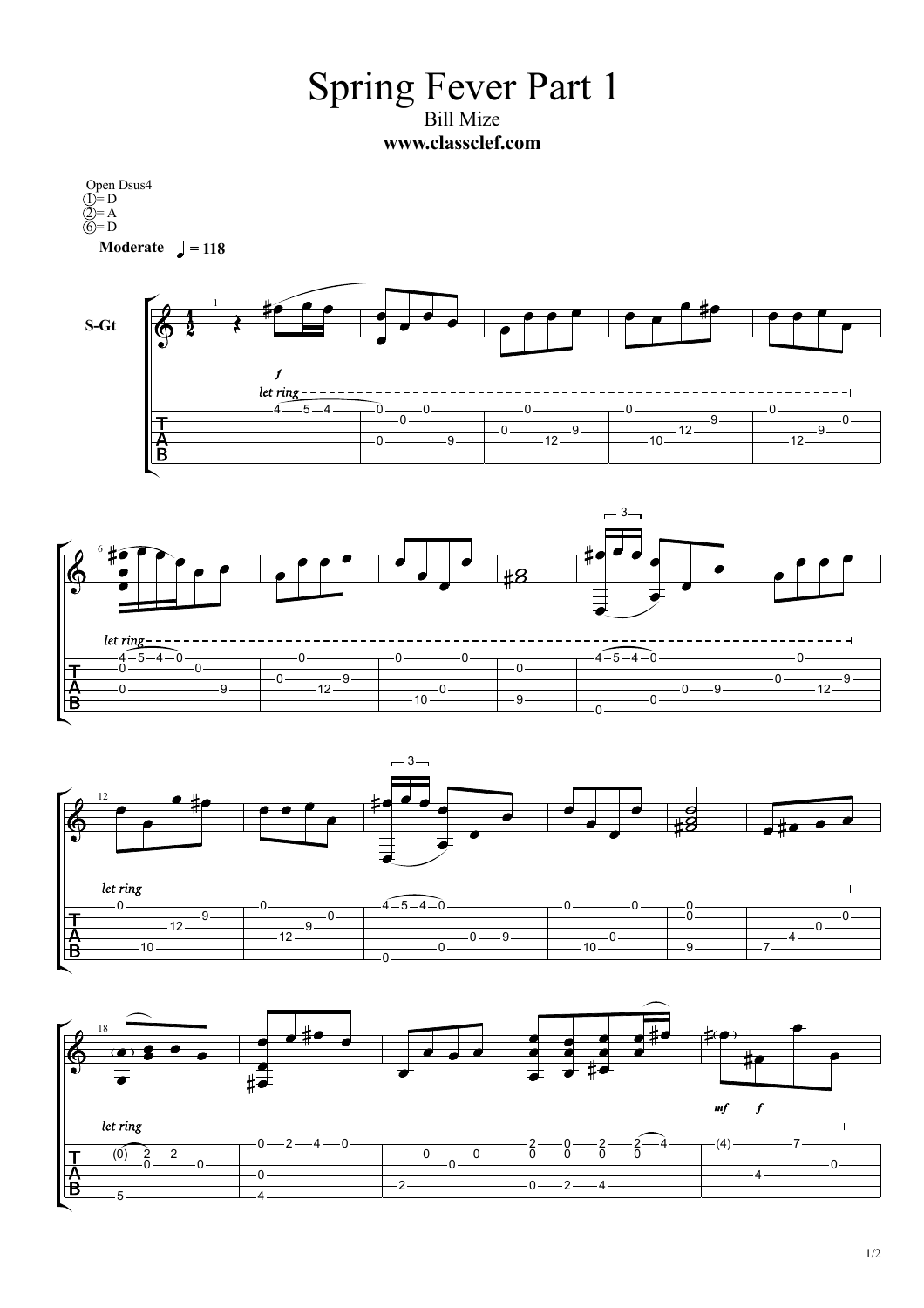# Spring Fever Part 1

Bill Mize

**www.classclef.com**

Open Dsus4
① = D
② = A
⑥ = D

**Moderate** ♩ = 118

S-Gt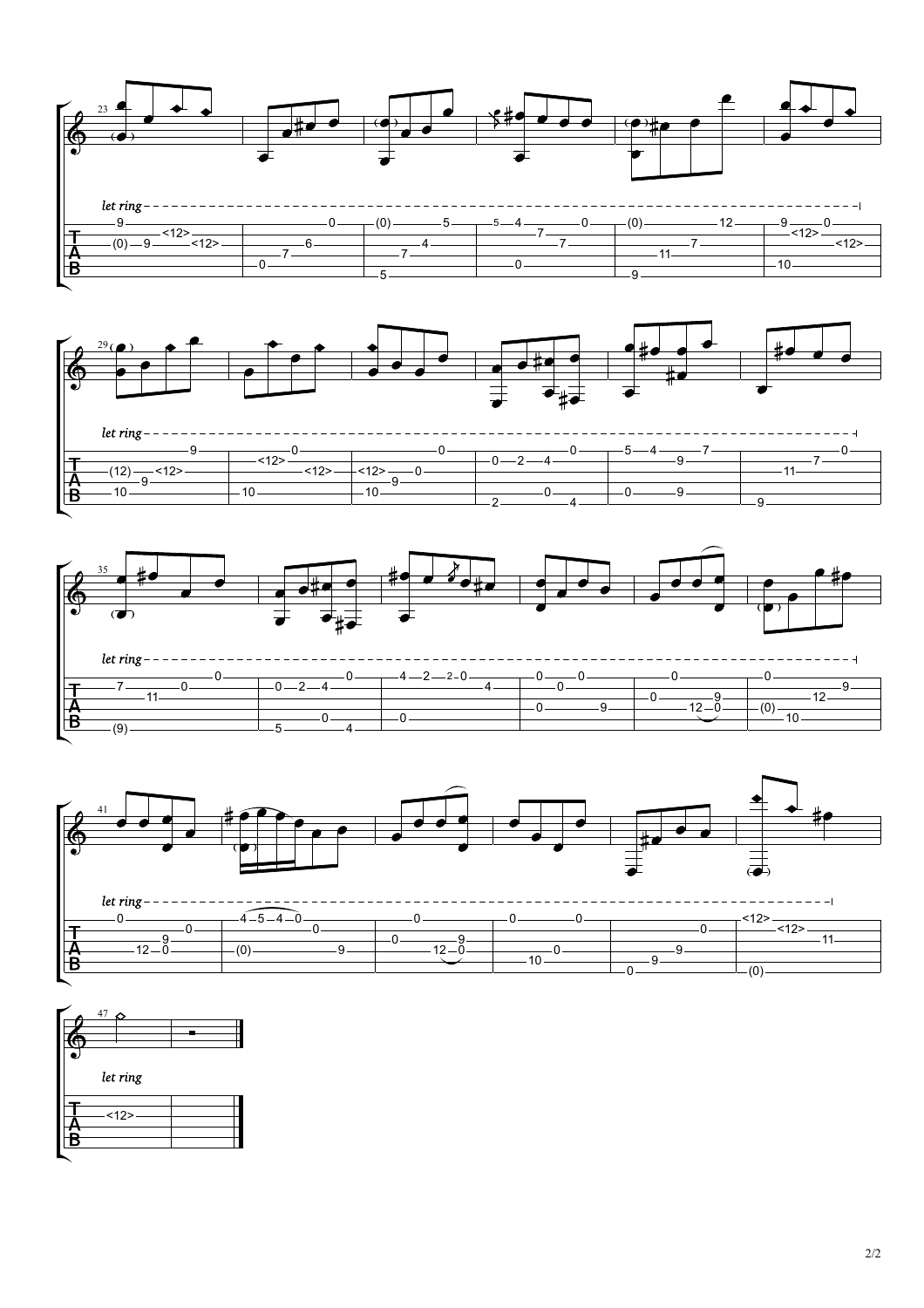let ring

let ring

let ring

let ring

let ring